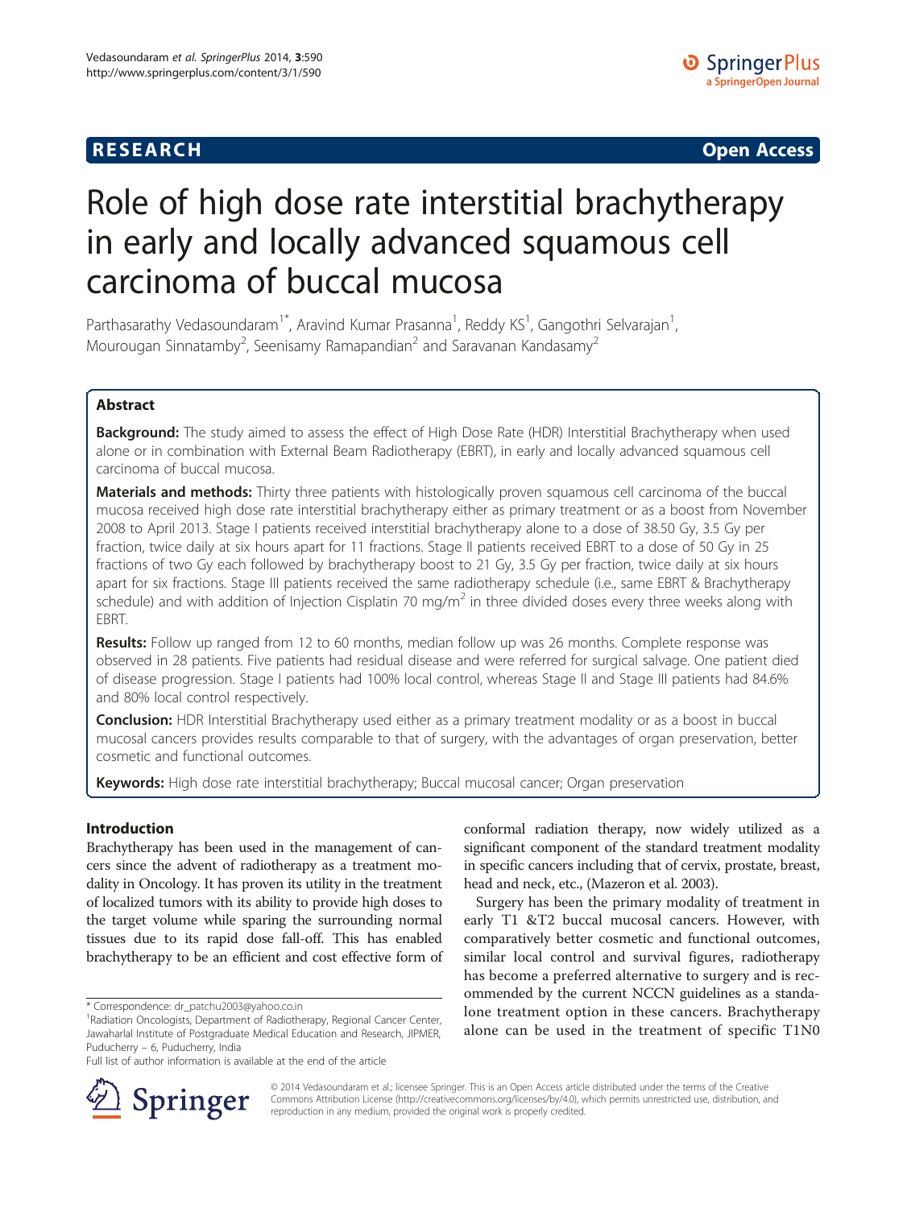**RESEARCH** **Open Access**

# Role of high dose rate interstitial brachytherapy in early and locally advanced squamous cell carcinoma of buccal mucosa

Parthasarathy Vedasoundaram[1*], Aravind Kumar Prasanna[1], Reddy KS[1], Gangothri Selvarajan[1], Mourougan Sinnatamby[2], Seenisamy Ramapandian[2] and Saravanan Kandasamy[2]

## Abstract

**Background:** The study aimed to assess the effect of High Dose Rate (HDR) Interstitial Brachytherapy when used alone or in combination with External Beam Radiotherapy (EBRT), in early and locally advanced squamous cell carcinoma of buccal mucosa.

**Materials and methods:** Thirty three patients with histologically proven squamous cell carcinoma of the buccal mucosa received high dose rate interstitial brachytherapy either as primary treatment or as a boost from November 2008 to April 2013. Stage I patients received interstitial brachytherapy alone to a dose of 38.50 Gy, 3.5 Gy per fraction, twice daily at six hours apart for 11 fractions. Stage II patients received EBRT to a dose of 50 Gy in 25 fractions of two Gy each followed by brachytherapy boost to 21 Gy, 3.5 Gy per fraction, twice daily at six hours apart for six fractions. Stage III patients received the same radiotherapy schedule (i.e., same EBRT & Brachytherapy schedule) and with addition of Injection Cisplatin 70 mg/m$^2$ in three divided doses every three weeks along with EBRT.

**Results:** Follow up ranged from 12 to 60 months, median follow up was 26 months. Complete response was observed in 28 patients. Five patients had residual disease and were referred for surgical salvage. One patient died of disease progression. Stage I patients had 100% local control, whereas Stage II and Stage III patients had 84.6% and 80% local control respectively.

**Conclusion:** HDR Interstitial Brachytherapy used either as a primary treatment modality or as a boost in buccal mucosal cancers provides results comparable to that of surgery, with the advantages of organ preservation, better cosmetic and functional outcomes.

**Keywords:** High dose rate interstitial brachytherapy; Buccal mucosal cancer; Organ preservation

## Introduction

Brachytherapy has been used in the management of cancers since the advent of radiotherapy as a treatment modality in Oncology. It has proven its utility in the treatment of localized tumors with its ability to provide high doses to the target volume while sparing the surrounding normal tissues due to its rapid dose fall-off. This has enabled brachytherapy to be an efficient and cost effective form of conformal radiation therapy, now widely utilized as a significant component of the standard treatment modality in specific cancers including that of cervix, prostate, breast, head and neck, etc., (Mazeron et al. 2003).

Surgery has been the primary modality of treatment in early T1 &T2 buccal mucosal cancers. However, with comparatively better cosmetic and functional outcomes, similar local control and survival figures, radiotherapy has become a preferred alternative to surgery and is recommended by the current NCCN guidelines as a standalone treatment option in these cancers. Brachytherapy alone can be used in the treatment of specific T1N0

* Correspondence: dr_patchu2003@yahoo.co.in
[1]Radiation Oncologists, Department of Radiotherapy, Regional Cancer Center, Jawaharlal Institute of Postgraduate Medical Education and Research, JIPMER, Puducherry – 6, Puducherry, India
Full list of author information is available at the end of the article

© 2014 Vedasoundaram et al.; licensee Springer. This is an Open Access article distributed under the terms of the Creative Commons Attribution License (http://creativecommons.org/licenses/by/4.0), which permits unrestricted use, distribution, and reproduction in any medium, provided the original work is properly credited.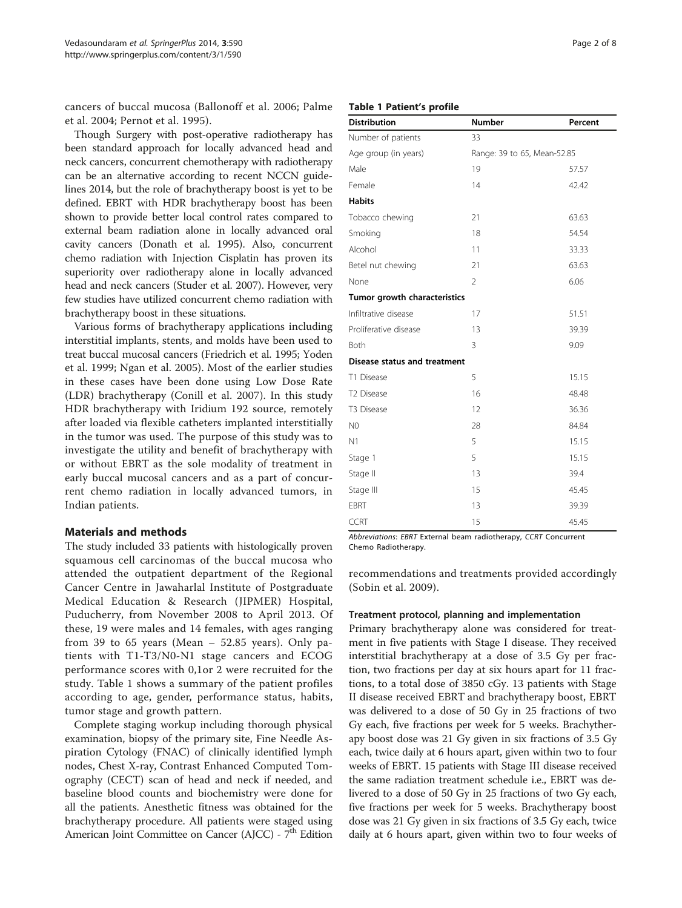cancers of buccal mucosa (Ballonoff et al. 2006; Palme et al. 2004; Pernot et al. 1995).

Though Surgery with post-operative radiotherapy has been standard approach for locally advanced head and neck cancers, concurrent chemotherapy with radiotherapy can be an alternative according to recent NCCN guidelines 2014, but the role of brachytherapy boost is yet to be defined. EBRT with HDR brachytherapy boost has been shown to provide better local control rates compared to external beam radiation alone in locally advanced oral cavity cancers (Donath et al. 1995). Also, concurrent chemo radiation with Injection Cisplatin has proven its superiority over radiotherapy alone in locally advanced head and neck cancers (Studer et al. 2007). However, very few studies have utilized concurrent chemo radiation with brachytherapy boost in these situations.

Various forms of brachytherapy applications including interstitial implants, stents, and molds have been used to treat buccal mucosal cancers (Friedrich et al. 1995; Yoden et al. 1999; Ngan et al. 2005). Most of the earlier studies in these cases have been done using Low Dose Rate (LDR) brachytherapy (Conill et al. 2007). In this study HDR brachytherapy with Iridium 192 source, remotely after loaded via flexible catheters implanted interstitially in the tumor was used. The purpose of this study was to investigate the utility and benefit of brachytherapy with or without EBRT as the sole modality of treatment in early buccal mucosal cancers and as a part of concurrent chemo radiation in locally advanced tumors, in Indian patients.

## Materials and methods

The study included 33 patients with histologically proven squamous cell carcinomas of the buccal mucosa who attended the outpatient department of the Regional Cancer Centre in Jawaharlal Institute of Postgraduate Medical Education & Research (JIPMER) Hospital, Puducherry, from November 2008 to April 2013. Of these, 19 were males and 14 females, with ages ranging from 39 to 65 years (Mean – 52.85 years). Only patients with T1-T3/N0-N1 stage cancers and ECOG performance scores with 0,1or 2 were recruited for the study. Table 1 shows a summary of the patient profiles according to age, gender, performance status, habits, tumor stage and growth pattern.

Complete staging workup including thorough physical examination, biopsy of the primary site, Fine Needle Aspiration Cytology (FNAC) of clinically identified lymph nodes, Chest X-ray, Contrast Enhanced Computed Tomography (CECT) scan of head and neck if needed, and baseline blood counts and biochemistry were done for all the patients. Anesthetic fitness was obtained for the brachytherapy procedure. All patients were staged using American Joint Committee on Cancer (AJCC) - 7th Edition recommendations and treatments provided accordingly (Sobin et al. 2009).

**Table 1 Patient's profile**

| Distribution | Number | Percent |
|---|---|---|
| Number of patients | 33 | |
| Age group (in years) | Range: 39 to 65, Mean-52.85 | |
| Male | 19 | 57.57 |
| Female | 14 | 42.42 |
| **Habits** | | |
| Tobacco chewing | 21 | 63.63 |
| Smoking | 18 | 54.54 |
| Alcohol | 11 | 33.33 |
| Betel nut chewing | 21 | 63.63 |
| None | 2 | 6.06 |
| **Tumor growth characteristics** | | |
| Infiltrative disease | 17 | 51.51 |
| Proliferative disease | 13 | 39.39 |
| Both | 3 | 9.09 |
| **Disease status and treatment** | | |
| T1 Disease | 5 | 15.15 |
| T2 Disease | 16 | 48.48 |
| T3 Disease | 12 | 36.36 |
| N0 | 28 | 84.84 |
| N1 | 5 | 15.15 |
| Stage 1 | 5 | 15.15 |
| Stage II | 13 | 39.4 |
| Stage III | 15 | 45.45 |
| EBRT | 13 | 39.39 |
| CCRT | 15 | 45.45 |

*Abbreviations*: *EBRT* External beam radiotherapy, *CCRT* Concurrent Chemo Radiotherapy.

### Treatment protocol, planning and implementation

Primary brachytherapy alone was considered for treatment in five patients with Stage I disease. They received interstitial brachytherapy at a dose of 3.5 Gy per fraction, two fractions per day at six hours apart for 11 fractions, to a total dose of 3850 cGy. 13 patients with Stage II disease received EBRT and brachytherapy boost, EBRT was delivered to a dose of 50 Gy in 25 fractions of two Gy each, five fractions per week for 5 weeks. Brachytherapy boost dose was 21 Gy given in six fractions of 3.5 Gy each, twice daily at 6 hours apart, given within two to four weeks of EBRT. 15 patients with Stage III disease received the same radiation treatment schedule i.e., EBRT was delivered to a dose of 50 Gy in 25 fractions of two Gy each, five fractions per week for 5 weeks. Brachytherapy boost dose was 21 Gy given in six fractions of 3.5 Gy each, twice daily at 6 hours apart, given within two to four weeks of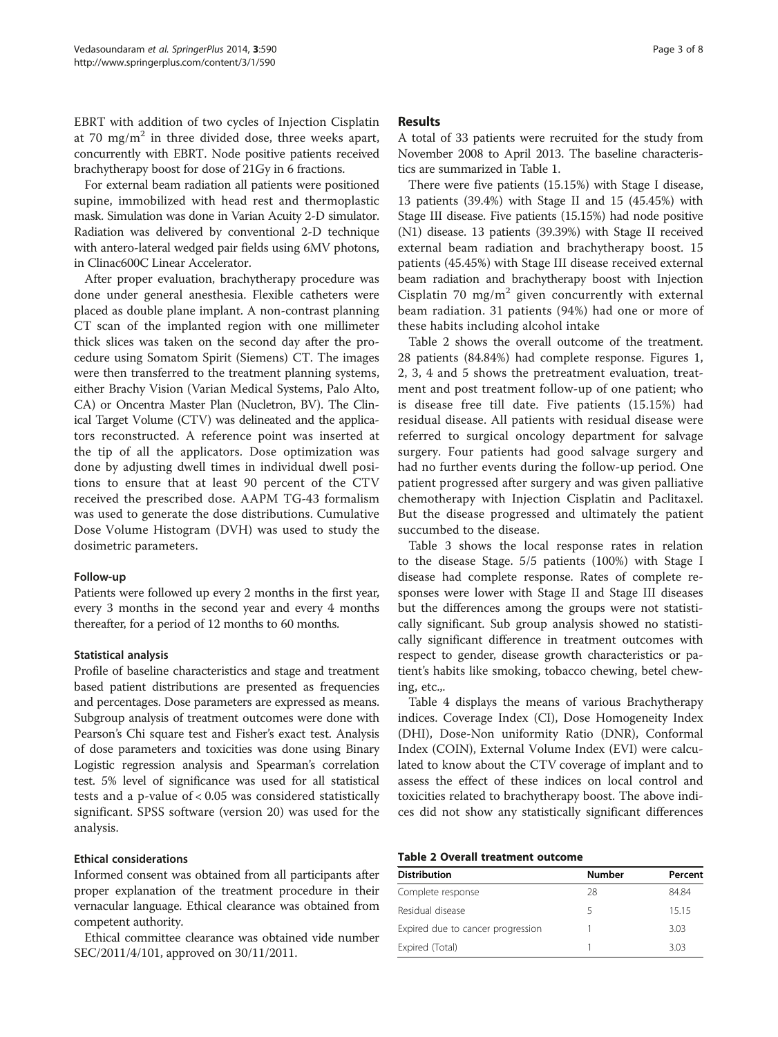EBRT with addition of two cycles of Injection Cisplatin at 70 $mg/m^2$ in three divided dose, three weeks apart, concurrently with EBRT. Node positive patients received brachytherapy boost for dose of 21Gy in 6 fractions.

For external beam radiation all patients were positioned supine, immobilized with head rest and thermoplastic mask. Simulation was done in Varian Acuity 2-D simulator. Radiation was delivered by conventional 2-D technique with antero-lateral wedged pair fields using 6MV photons, in Clinac600C Linear Accelerator.

After proper evaluation, brachytherapy procedure was done under general anesthesia. Flexible catheters were placed as double plane implant. A non-contrast planning CT scan of the implanted region with one millimeter thick slices was taken on the second day after the procedure using Somatom Spirit (Siemens) CT. The images were then transferred to the treatment planning systems, either Brachy Vision (Varian Medical Systems, Palo Alto, CA) or Oncentra Master Plan (Nucletron, BV). The Clinical Target Volume (CTV) was delineated and the applicators reconstructed. A reference point was inserted at the tip of all the applicators. Dose optimization was done by adjusting dwell times in individual dwell positions to ensure that at least 90 percent of the CTV received the prescribed dose. AAPM TG-43 formalism was used to generate the dose distributions. Cumulative Dose Volume Histogram (DVH) was used to study the dosimetric parameters.

### Follow-up

Patients were followed up every 2 months in the first year, every 3 months in the second year and every 4 months thereafter, for a period of 12 months to 60 months.

### Statistical analysis

Profile of baseline characteristics and stage and treatment based patient distributions are presented as frequencies and percentages. Dose parameters are expressed as means. Subgroup analysis of treatment outcomes were done with Pearson's Chi square test and Fisher's exact test. Analysis of dose parameters and toxicities was done using Binary Logistic regression analysis and Spearman's correlation test. 5% level of significance was used for all statistical tests and a p-value of $< 0.05$ was considered statistically significant. SPSS software (version 20) was used for the analysis.

### Ethical considerations

Informed consent was obtained from all participants after proper explanation of the treatment procedure in their vernacular language. Ethical clearance was obtained from competent authority.

Ethical committee clearance was obtained vide number SEC/2011/4/101, approved on 30/11/2011.

## Results

A total of 33 patients were recruited for the study from November 2008 to April 2013. The baseline characteristics are summarized in Table 1.

There were five patients (15.15%) with Stage I disease, 13 patients (39.4%) with Stage II and 15 (45.45%) with Stage III disease. Five patients (15.15%) had node positive (N1) disease. 13 patients (39.39%) with Stage II received external beam radiation and brachytherapy boost. 15 patients (45.45%) with Stage III disease received external beam radiation and brachytherapy boost with Injection Cisplatin 70 $mg/m^2$ given concurrently with external beam radiation. 31 patients (94%) had one or more of these habits including alcohol intake

Table 2 shows the overall outcome of the treatment. 28 patients (84.84%) had complete response. Figures 1, 2, 3, 4 and 5 shows the pretreatment evaluation, treatment and post treatment follow-up of one patient; who is disease free till date. Five patients (15.15%) had residual disease. All patients with residual disease were referred to surgical oncology department for salvage surgery. Four patients had good salvage surgery and had no further events during the follow-up period. One patient progressed after surgery and was given palliative chemotherapy with Injection Cisplatin and Paclitaxel. But the disease progressed and ultimately the patient succumbed to the disease.

Table 3 shows the local response rates in relation to the disease Stage. 5/5 patients (100%) with Stage I disease had complete response. Rates of complete responses were lower with Stage II and Stage III diseases but the differences among the groups were not statistically significant. Sub group analysis showed no statistically significant difference in treatment outcomes with respect to gender, disease growth characteristics or patient's habits like smoking, tobacco chewing, betel chewing, etc.,.

Table 4 displays the means of various Brachytherapy indices. Coverage Index (CI), Dose Homogeneity Index (DHI), Dose-Non uniformity Ratio (DNR), Conformal Index (COIN), External Volume Index (EVI) were calculated to know about the CTV coverage of implant and to assess the effect of these indices on local control and toxicities related to brachytherapy boost. The above indices did not show any statistically significant differences

**Table 2 Overall treatment outcome**

| Distribution | Number | Percent |
|---|---|---|
| Complete response | 28 | 84.84 |
| Residual disease | 5 | 15.15 |
| Expired due to cancer progression | 1 | 3.03 |
| Expired (Total) | 1 | 3.03 |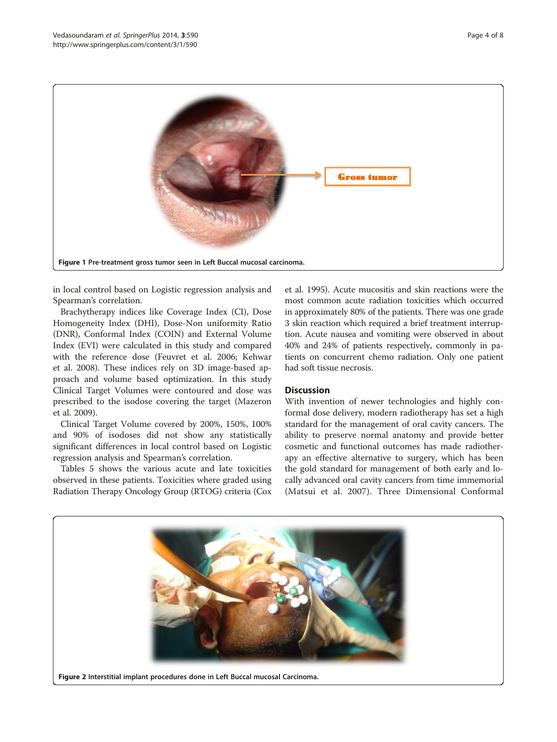Figure 1 Pre-treatment gross tumor seen in Left Buccal mucosal carcinoma.

in local control based on Logistic regression analysis and Spearman's correlation.

Brachytherapy indices like Coverage Index (CI), Dose Homogeneity Index (DHI), Dose-Non uniformity Ratio (DNR), Conformal Index (COIN) and External Volume Index (EVI) were calculated in this study and compared with the reference dose (Feuvret et al. 2006; Kehwar et al. 2008). These indices rely on 3D image-based approach and volume based optimization. In this study Clinical Target Volumes were contoured and dose was prescribed to the isodose covering the target (Mazeron et al. 2009).

Clinical Target Volume covered by 200%, 150%, 100% and 90% of isodoses did not show any statistically significant differences in local control based on Logistic regression analysis and Spearman's correlation.

Tables 5 shows the various acute and late toxicities observed in these patients. Toxicities where graded using Radiation Therapy Oncology Group (RTOG) criteria (Cox et al. 1995). Acute mucositis and skin reactions were the most common acute radiation toxicities which occurred in approximately 80% of the patients. There was one grade 3 skin reaction which required a brief treatment interruption. Acute nausea and vomiting were observed in about 40% and 24% of patients respectively, commonly in patients on concurrent chemo radiation. Only one patient had soft tissue necrosis.

## Discussion

With invention of newer technologies and highly conformal dose delivery, modern radiotherapy has set a high standard for the management of oral cavity cancers. The ability to preserve normal anatomy and provide better cosmetic and functional outcomes has made radiotherapy an effective alternative to surgery, which has been the gold standard for management of both early and locally advanced oral cavity cancers from time immemorial (Matsui et al. 2007). Three Dimensional Conformal

Figure 2 Interstitial implant procedures done in Left Buccal mucosal Carcinoma.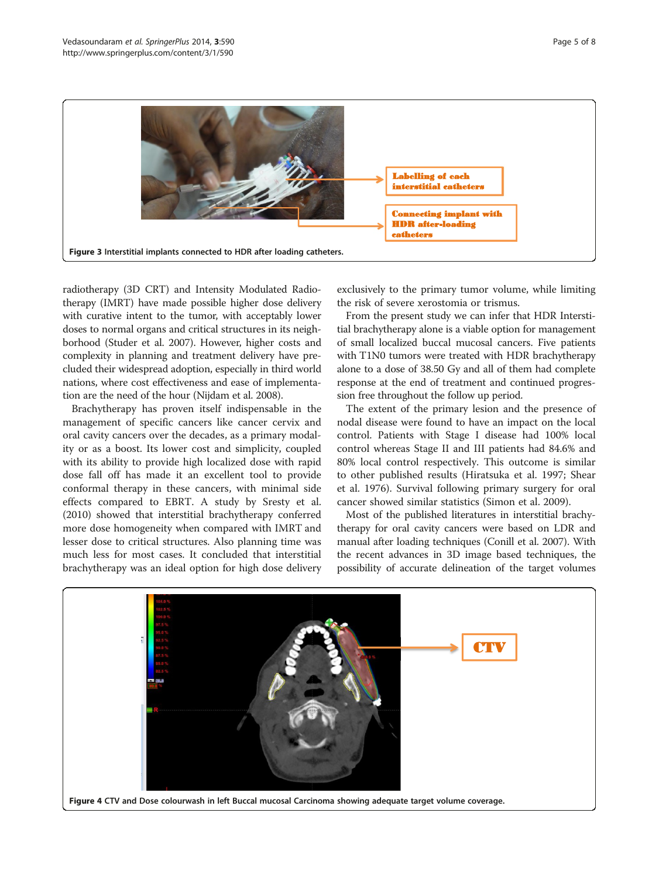Figure 3 Interstitial implants connected to HDR after loading catheters.

radiotherapy (3D CRT) and Intensity Modulated Radiotherapy (IMRT) have made possible higher dose delivery with curative intent to the tumor, with acceptably lower doses to normal organs and critical structures in its neighborhood (Studer et al. 2007). However, higher costs and complexity in planning and treatment delivery have precluded their widespread adoption, especially in third world nations, where cost effectiveness and ease of implementation are the need of the hour (Nijdam et al. 2008).

Brachytherapy has proven itself indispensable in the management of specific cancers like cancer cervix and oral cavity cancers over the decades, as a primary modality or as a boost. Its lower cost and simplicity, coupled with its ability to provide high localized dose with rapid dose fall off has made it an excellent tool to provide conformal therapy in these cancers, with minimal side effects compared to EBRT. A study by Sresty et al. (2010) showed that interstitial brachytherapy conferred more dose homogeneity when compared with IMRT and lesser dose to critical structures. Also planning time was much less for most cases. It concluded that interstitial brachytherapy was an ideal option for high dose delivery exclusively to the primary tumor volume, while limiting the risk of severe xerostomia or trismus.

From the present study we can infer that HDR Interstitial brachytherapy alone is a viable option for management of small localized buccal mucosal cancers. Five patients with T1N0 tumors were treated with HDR brachytherapy alone to a dose of 38.50 Gy and all of them had complete response at the end of treatment and continued progression free throughout the follow up period.

The extent of the primary lesion and the presence of nodal disease were found to have an impact on the local control. Patients with Stage I disease had 100% local control whereas Stage II and III patients had 84.6% and 80% local control respectively. This outcome is similar to other published results (Hiratsuka et al. 1997; Shear et al. 1976). Survival following primary surgery for oral cancer showed similar statistics (Simon et al. 2009).

Most of the published literatures in interstitial brachytherapy for oral cavity cancers were based on LDR and manual after loading techniques (Conill et al. 2007). With the recent advances in 3D image based techniques, the possibility of accurate delineation of the target volumes

Figure 4 CTV and Dose colourwash in left Buccal mucosal Carcinoma showing adequate target volume coverage.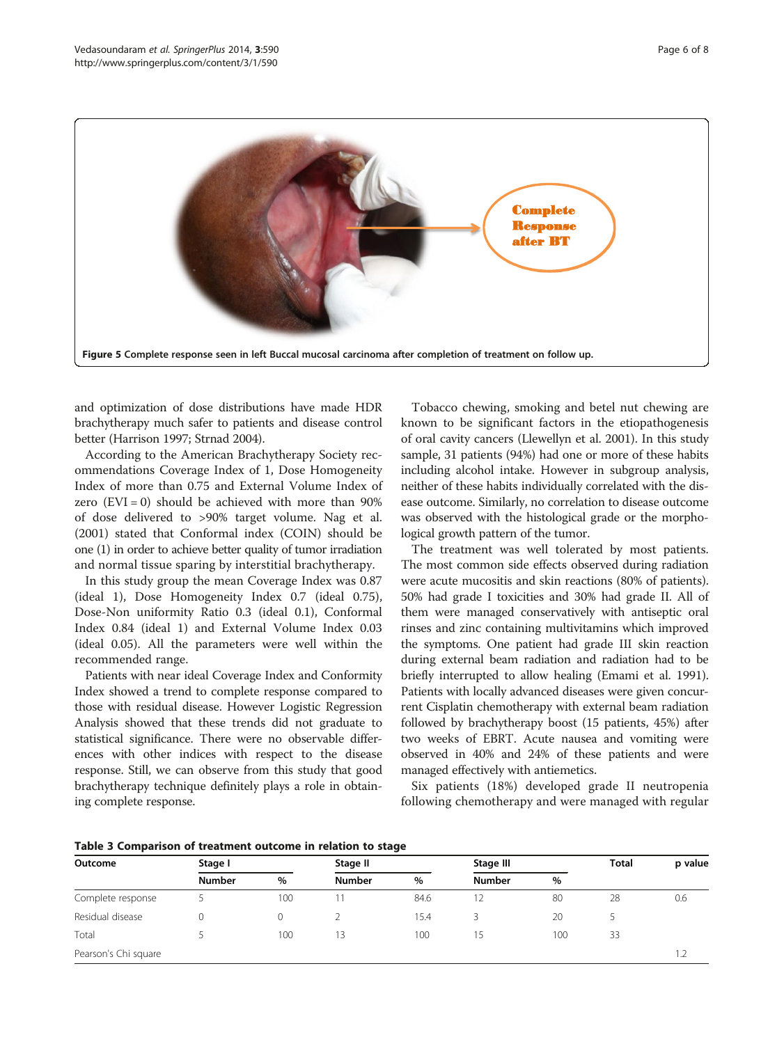Figure 5 Complete response seen in left Buccal mucosal carcinoma after completion of treatment on follow up.

and optimization of dose distributions have made HDR brachytherapy much safer to patients and disease control better (Harrison 1997; Strnad 2004).

According to the American Brachytherapy Society recommendations Coverage Index of 1, Dose Homogeneity Index of more than 0.75 and External Volume Index of zero (EVI = 0) should be achieved with more than 90% of dose delivered to >90% target volume. Nag et al. (2001) stated that Conformal index (COIN) should be one (1) in order to achieve better quality of tumor irradiation and normal tissue sparing by interstitial brachytherapy.

In this study group the mean Coverage Index was 0.87 (ideal 1), Dose Homogeneity Index 0.7 (ideal 0.75), Dose-Non uniformity Ratio 0.3 (ideal 0.1), Conformal Index 0.84 (ideal 1) and External Volume Index 0.03 (ideal 0.05). All the parameters were well within the recommended range.

Patients with near ideal Coverage Index and Conformity Index showed a trend to complete response compared to those with residual disease. However Logistic Regression Analysis showed that these trends did not graduate to statistical significance. There were no observable differences with other indices with respect to the disease response. Still, we can observe from this study that good brachytherapy technique definitely plays a role in obtaining complete response.

Tobacco chewing, smoking and betel nut chewing are known to be significant factors in the etiopathogenesis of oral cavity cancers (Llewellyn et al. 2001). In this study sample, 31 patients (94%) had one or more of these habits including alcohol intake. However in subgroup analysis, neither of these habits individually correlated with the disease outcome. Similarly, no correlation to disease outcome was observed with the histological grade or the morphological growth pattern of the tumor.

The treatment was well tolerated by most patients. The most common side effects observed during radiation were acute mucositis and skin reactions (80% of patients). 50% had grade I toxicities and 30% had grade II. All of them were managed conservatively with antiseptic oral rinses and zinc containing multivitamins which improved the symptoms. One patient had grade III skin reaction during external beam radiation and radiation had to be briefly interrupted to allow healing (Emami et al. 1991). Patients with locally advanced diseases were given concurrent Cisplatin chemotherapy with external beam radiation followed by brachytherapy boost (15 patients, 45%) after two weeks of EBRT. Acute nausea and vomiting were observed in 40% and 24% of these patients and were managed effectively with antiemetics.

Six patients (18%) developed grade II neutropenia following chemotherapy and were managed with regular

**Table 3 Comparison of treatment outcome in relation to stage**

| Outcome | Stage I | | Stage II | | Stage III | | Total | p value |
|---|---|---|---|---|---|---|---|---|
| | Number | % | Number | % | Number | % | | |
| Complete response | 5 | 100 | 11 | 84.6 | 12 | 80 | 28 | 0.6 |
| Residual disease | 0 | 0 | 2 | 15.4 | 3 | 20 | 5 | |
| Total | 5 | 100 | 13 | 100 | 15 | 100 | 33 | |
| Pearson's Chi square | | | | | | | | 1.2 |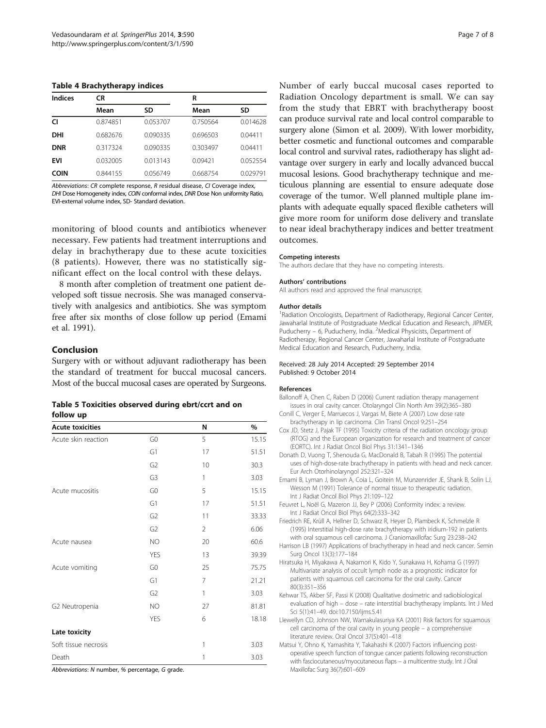**Table 4 Brachytherapy indices**

| Indices | CR | | R | |
|---|---|---|---|---|
| | Mean | SD | Mean | SD |
| **CI** | 0.874851 | 0.053707 | 0.750564 | 0.014628 |
| **DHI** | 0.682676 | 0.090335 | 0.696503 | 0.04411 |
| **DNR** | 0.317324 | 0.090335 | 0.303497 | 0.04411 |
| **EVI** | 0.032005 | 0.013143 | 0.09421 | 0.052554 |
| **COIN** | 0.844155 | 0.056749 | 0.668754 | 0.029791 |

*Abbreviations*: *CR* complete response, *R* residual disease, *CI* Coverage index, *DHI* Dose Homogeneity index, *COIN* conformal index, *DNR* Dose Non uniformity Ratio, EVI-external volume index, SD- Standard deviation.

monitoring of blood counts and antibiotics whenever necessary. Few patients had treatment interruptions and delay in brachytherapy due to these acute toxicities (8 patients). However, there was no statistically significant effect on the local control with these delays.

8 month after completion of treatment one patient developed soft tissue necrosis. She was managed conservatively with analgesics and antibiotics. She was symptom free after six months of close follow up period (Emami et al. 1991).

## Conclusion

Surgery with or without adjuvant radiotherapy has been the standard of treatment for buccal mucosal cancers. Most of the buccal mucosal cases are operated by Surgeons.

**Table 5 Toxicities observed during ebrt/ccrt and on follow up**

| Acute toxicities | | N | % |
|---|---|---|---|
| Acute skin reaction | G0 | 5 | 15.15 |
| | G1 | 17 | 51.51 |
| | G2 | 10 | 30.3 |
| | G3 | 1 | 3.03 |
| Acute mucositis | G0 | 5 | 15.15 |
| | G1 | 17 | 51.51 |
| | G2 | 11 | 33.33 |
| | G2 | 2 | 6.06 |
| Acute nausea | NO | 20 | 60.6 |
| | YES | 13 | 39.39 |
| Acute vomiting | G0 | 25 | 75.75 |
| | G1 | 7 | 21.21 |
| | G2 | 1 | 3.03 |
| G2 Neutropenia | NO | 27 | 81.81 |
| | YES | 6 | 18.18 |
| **Late toxicity** | | | |
| Soft tissue necrosis | | 1 | 3.03 |
| Death | | 1 | 3.03 |

*Abbreviations*: *N* number, *%* percentage, *G* grade.

Number of early buccal mucosal cases reported to Radiation Oncology department is small. We can say from the study that EBRT with brachytherapy boost can produce survival rate and local control comparable to surgery alone (Simon et al. 2009). With lower morbidity, better cosmetic and functional outcomes and comparable local control and survival rates, radiotherapy has slight advantage over surgery in early and locally advanced buccal mucosal lesions. Good brachytherapy technique and meticulous planning are essential to ensure adequate dose coverage of the tumor. Well planned multiple plane implants with adequate equally spaced flexible catheters will give more room for uniform dose delivery and translate to near ideal brachytherapy indices and better treatment outcomes.

#### Competing interests

The authors declare that they have no competing interests.

#### Authors' contributions

All authors read and approved the final manuscript.

#### Author details

[1]Radiation Oncologists, Department of Radiotherapy, Regional Cancer Center, Jawaharlal Institute of Postgraduate Medical Education and Research, JIPMER, Puducherry – 6, Puducherry, India. [2]Medical Physicists, Department of Radiotherapy, Regional Cancer Center, Jawaharlal Institute of Postgraduate Medical Education and Research, Puducherry, India.

Received: 28 July 2014 Accepted: 29 September 2014
Published: 9 October 2014

#### References

Ballonoff A, Chen C, Raben D (2006) Current radiation therapy management issues in oral cavity cancer. Otolaryngol Clin North Am 39(2):365–380

Conill C, Verger E, Marruecos J, Vargas M, Biete A (2007) Low dose rate brachytherapy in lip carcinoma. Clin Transl Oncol 9:251–254

Cox JD, Stetz J, Pajak TF (1995) Toxicity criteria of the radiation oncology group (RTOG) and the European organization for research and treatment of cancer (EORTC). Int J Radiat Oncol Biol Phys 31:1341–1346

Donath D, Vuong T, Shenouda G, MacDonald B, Tabah R (1995) The potential uses of high-dose-rate brachytherapy in patients with head and neck cancer. Eur Arch Otorhinolaryngol 252:321–324

Emami B, Lyman J, Brown A, Coia L, Goitein M, Munzenrider JE, Shank B, Solin LJ, Wesson M (1991) Tolerance of normal tissue to therapeutic radiation. Int J Radiat Oncol Biol Phys 21:109–122

Feuvret L, Noël G, Mazeron JJ, Bey P (2006) Conformity index: a review. Int J Radiat Oncol Biol Phys 64(2):333–342

Friedrich RE, Krüll A, Hellner D, Schwarz R, Heyer D, Plambeck K, Schmelzle R (1995) Interstitial high-dose rate brachytherapy with iridium-192 in patients with oral squamous cell carcinoma. J Craniomaxillofac Surg 23:238–242

Harrison LB (1997) Applications of brachytherapy in head and neck cancer. Semin Surg Oncol 13(3):177–184

Hiratsuka H, Miyakawa A, Nakamori K, Kido Y, Sunakawa H, Kohama G (1997) Multivariate analysis of occult lymph node as a prognostic indicator for patients with squamous cell carcinoma for the oral cavity. Cancer 80(3):351–356

Kehwar TS, Akber SF, Passi K (2008) Qualitative dosimetric and radiobiological evaluation of high – dose – rate interstitial brachytherapy implants. Int J Med Sci 5(1):41–49. doi:10.7150/ijms.5.41

Llewellyn CD, Johnson NW, Warnakulasuriya KA (2001) Risk factors for squamous cell carcinoma of the oral cavity in young people – a comprehensive literature review. Oral Oncol 37(5):401–418

Matsui Y, Ohno K, Yamashita Y, Takahashi K (2007) Factors influencing postoperative speech function of tongue cancer patients following reconstruction with fasciocutaneous/myocutaneous flaps – a multicentre study. Int J Oral Maxillofac Surg 36(7):601–609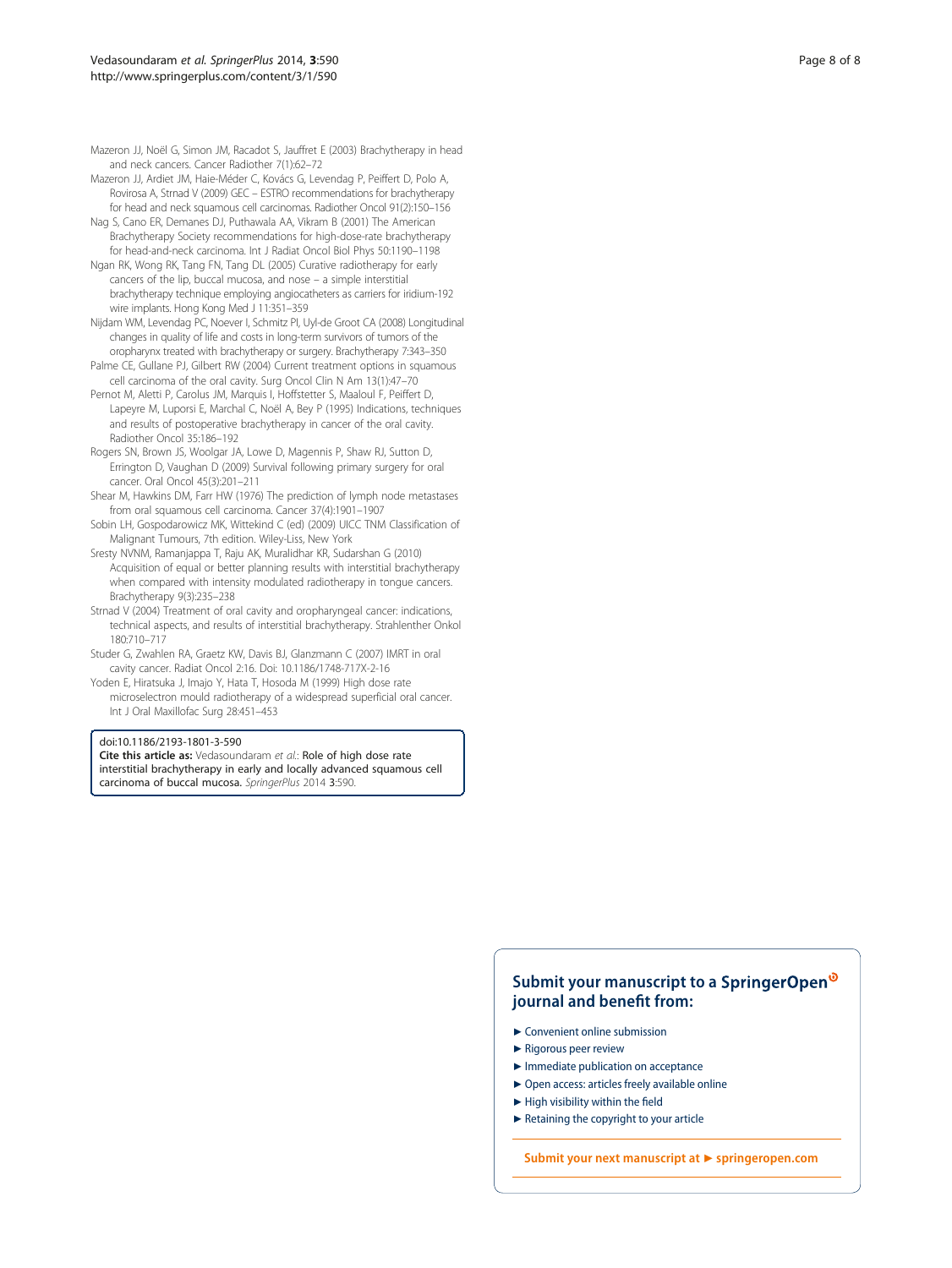Mazeron JJ, Noël G, Simon JM, Racadot S, Jauffret E (2003) Brachytherapy in head and neck cancers. Cancer Radiother 7(1):62–72

Mazeron JJ, Ardiet JM, Haie-Méder C, Kovács G, Levendag P, Peiffert D, Polo A, Rovirosa A, Strnad V (2009) GEC – ESTRO recommendations for brachytherapy for head and neck squamous cell carcinomas. Radiother Oncol 91(2):150–156

Nag S, Cano ER, Demanes DJ, Puthawala AA, Vikram B (2001) The American Brachytherapy Society recommendations for high-dose-rate brachytherapy for head-and-neck carcinoma. Int J Radiat Oncol Biol Phys 50:1190–1198

Ngan RK, Wong RK, Tang FN, Tang DL (2005) Curative radiotherapy for early cancers of the lip, buccal mucosa, and nose – a simple interstitial brachytherapy technique employing angiocatheters as carriers for iridium-192 wire implants. Hong Kong Med J 11:351–359

Nijdam WM, Levendag PC, Noever I, Schmitz PI, Uyl-de Groot CA (2008) Longitudinal changes in quality of life and costs in long-term survivors of tumors of the oropharynx treated with brachytherapy or surgery. Brachytherapy 7:343–350

Palme CE, Gullane PJ, Gilbert RW (2004) Current treatment options in squamous cell carcinoma of the oral cavity. Surg Oncol Clin N Am 13(1):47–70

Pernot M, Aletti P, Carolus JM, Marquis I, Hoffstetter S, Maaloul F, Peiffert D, Lapeyre M, Luporsi E, Marchal C, Noël A, Bey P (1995) Indications, techniques and results of postoperative brachytherapy in cancer of the oral cavity. Radiother Oncol 35:186–192

Rogers SN, Brown JS, Woolgar JA, Lowe D, Magennis P, Shaw RJ, Sutton D, Errington D, Vaughan D (2009) Survival following primary surgery for oral cancer. Oral Oncol 45(3):201–211

Shear M, Hawkins DM, Farr HW (1976) The prediction of lymph node metastases from oral squamous cell carcinoma. Cancer 37(4):1901–1907

Sobin LH, Gospodarowicz MK, Wittekind C (ed) (2009) UICC TNM Classification of Malignant Tumours, 7th edition. Wiley-Liss, New York

Sresty NVNM, Ramanjappa T, Raju AK, Muralidhar KR, Sudarshan G (2010) Acquisition of equal or better planning results with interstitial brachytherapy when compared with intensity modulated radiotherapy in tongue cancers. Brachytherapy 9(3):235–238

Strnad V (2004) Treatment of oral cavity and oropharyngeal cancer: indications, technical aspects, and results of interstitial brachytherapy. Strahlenther Onkol 180:710–717

Studer G, Zwahlen RA, Graetz KW, Davis BJ, Glanzmann C (2007) IMRT in oral cavity cancer. Radiat Oncol 2:16. Doi: 10.1186/1748-717X-2-16

Yoden E, Hiratsuka J, Imajo Y, Hata T, Hosoda M (1999) High dose rate microselectron mould radiotherapy of a widespread superficial oral cancer. Int J Oral Maxillofac Surg 28:451–453

doi:10.1186/2193-1801-3-590

**Cite this article as:** Vedasoundaram *et al.*: Role of high dose rate interstitial brachytherapy in early and locally advanced squamous cell carcinoma of buccal mucosa. *SpringerPlus* 2014 **3**:590.

**Submit your manuscript to a SpringerOpen journal and benefit from:**

- ► Convenient online submission
- ► Rigorous peer review
- ► Immediate publication on acceptance
- ► Open access: articles freely available online
- ► High visibility within the field
- ► Retaining the copyright to your article

**Submit your next manuscript at ► springeropen.com**